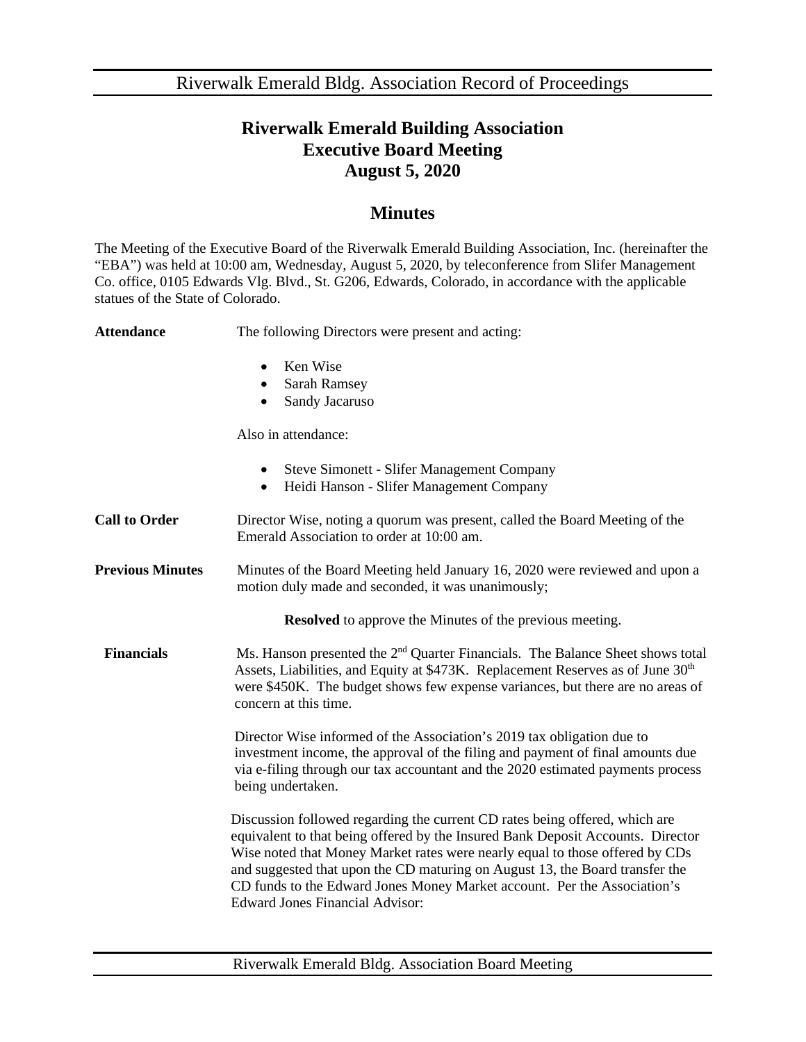# Riverwalk Emerald Building Association
# Executive Board Meeting
# August 5, 2020

## Minutes

The Meeting of the Executive Board of the Riverwalk Emerald Building Association, Inc. (hereinafter the "EBA") was held at 10:00 am, Wednesday, August 5, 2020, by teleconference from Slifer Management Co. office, 0105 Edwards Vlg. Blvd., St. G206, Edwards, Colorado, in accordance with the applicable statues of the State of Colorado.

**Attendance**

The following Directors were present and acting:

- Ken Wise
- Sarah Ramsey
- Sandy Jacaruso

Also in attendance:

- Steve Simonett - Slifer Management Company
- Heidi Hanson - Slifer Management Company

**Call to Order**

Director Wise, noting a quorum was present, called the Board Meeting of the Emerald Association to order at 10:00 am.

**Previous Minutes**

Minutes of the Board Meeting held January 16, 2020 were reviewed and upon a motion duly made and seconded, it was unanimously;

**Resolved** to approve the Minutes of the previous meeting.

**Financials**

Ms. Hanson presented the 2nd Quarter Financials. The Balance Sheet shows total Assets, Liabilities, and Equity at $473K. Replacement Reserves as of June 30th were $450K. The budget shows few expense variances, but there are no areas of concern at this time.

Director Wise informed of the Association's 2019 tax obligation due to investment income, the approval of the filing and payment of final amounts due via e-filing through our tax accountant and the 2020 estimated payments process being undertaken.

Discussion followed regarding the current CD rates being offered, which are equivalent to that being offered by the Insured Bank Deposit Accounts. Director Wise noted that Money Market rates were nearly equal to those offered by CDs and suggested that upon the CD maturing on August 13, the Board transfer the CD funds to the Edward Jones Money Market account. Per the Association's Edward Jones Financial Advisor: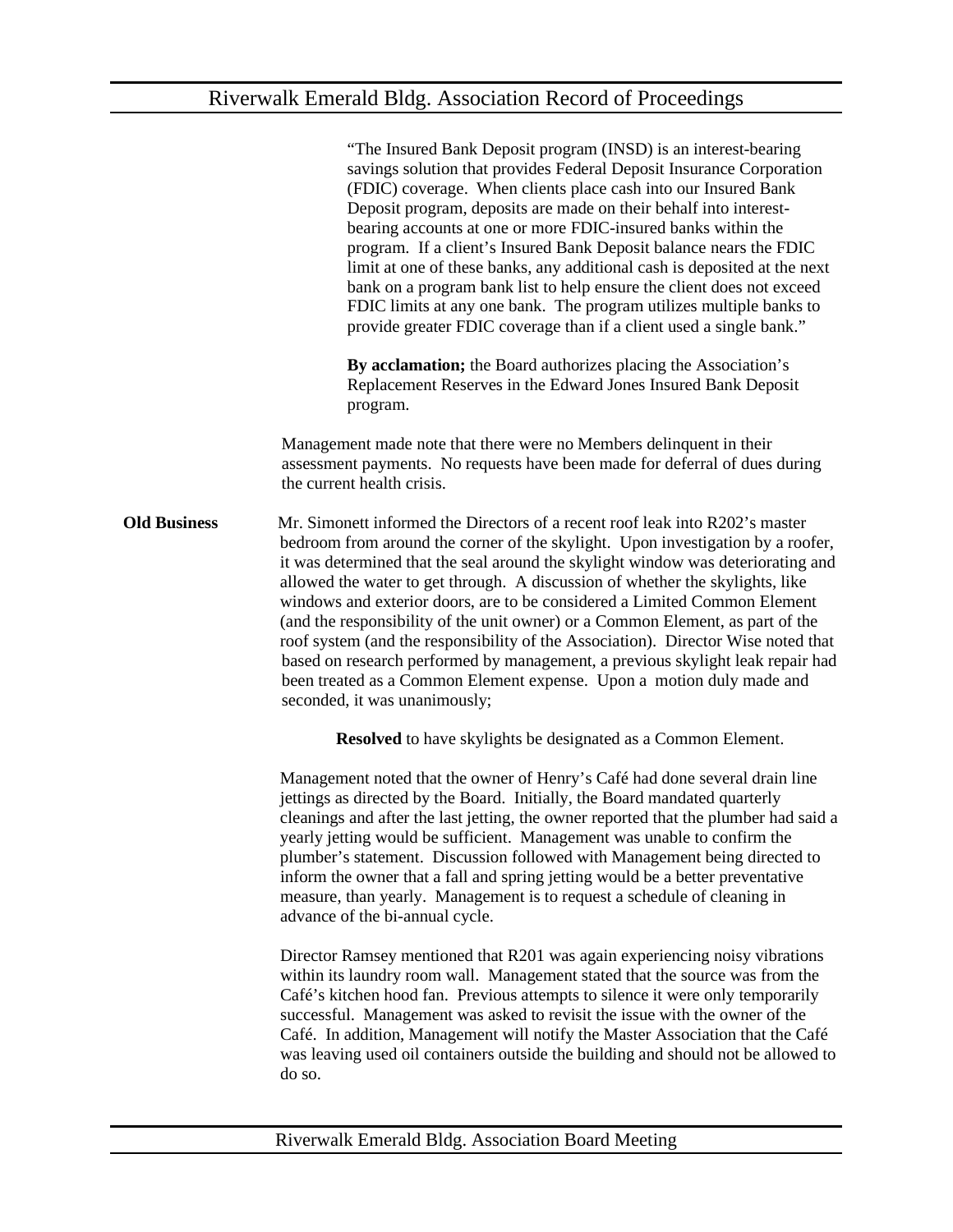"The Insured Bank Deposit program (INSD) is an interest-bearing savings solution that provides Federal Deposit Insurance Corporation (FDIC) coverage. When clients place cash into our Insured Bank Deposit program, deposits are made on their behalf into interest-bearing accounts at one or more FDIC-insured banks within the program. If a client's Insured Bank Deposit balance nears the FDIC limit at one of these banks, any additional cash is deposited at the next bank on a program bank list to help ensure the client does not exceed FDIC limits at any one bank. The program utilizes multiple banks to provide greater FDIC coverage than if a client used a single bank."

**By acclamation;** the Board authorizes placing the Association's Replacement Reserves in the Edward Jones Insured Bank Deposit program.

Management made note that there were no Members delinquent in their assessment payments. No requests have been made for deferral of dues during the current health crisis.

**Old Business**

Mr. Simonett informed the Directors of a recent roof leak into R202's master bedroom from around the corner of the skylight. Upon investigation by a roofer, it was determined that the seal around the skylight window was deteriorating and allowed the water to get through. A discussion of whether the skylights, like windows and exterior doors, are to be considered a Limited Common Element (and the responsibility of the unit owner) or a Common Element, as part of the roof system (and the responsibility of the Association). Director Wise noted that based on research performed by management, a previous skylight leak repair had been treated as a Common Element expense. Upon a motion duly made and seconded, it was unanimously;

**Resolved** to have skylights be designated as a Common Element.

Management noted that the owner of Henry's Café had done several drain line jettings as directed by the Board. Initially, the Board mandated quarterly cleanings and after the last jetting, the owner reported that the plumber had said a yearly jetting would be sufficient. Management was unable to confirm the plumber's statement. Discussion followed with Management being directed to inform the owner that a fall and spring jetting would be a better preventative measure, than yearly. Management is to request a schedule of cleaning in advance of the bi-annual cycle.

Director Ramsey mentioned that R201 was again experiencing noisy vibrations within its laundry room wall. Management stated that the source was from the Café's kitchen hood fan. Previous attempts to silence it were only temporarily successful. Management was asked to revisit the issue with the owner of the Café. In addition, Management will notify the Master Association that the Café was leaving used oil containers outside the building and should not be allowed to do so.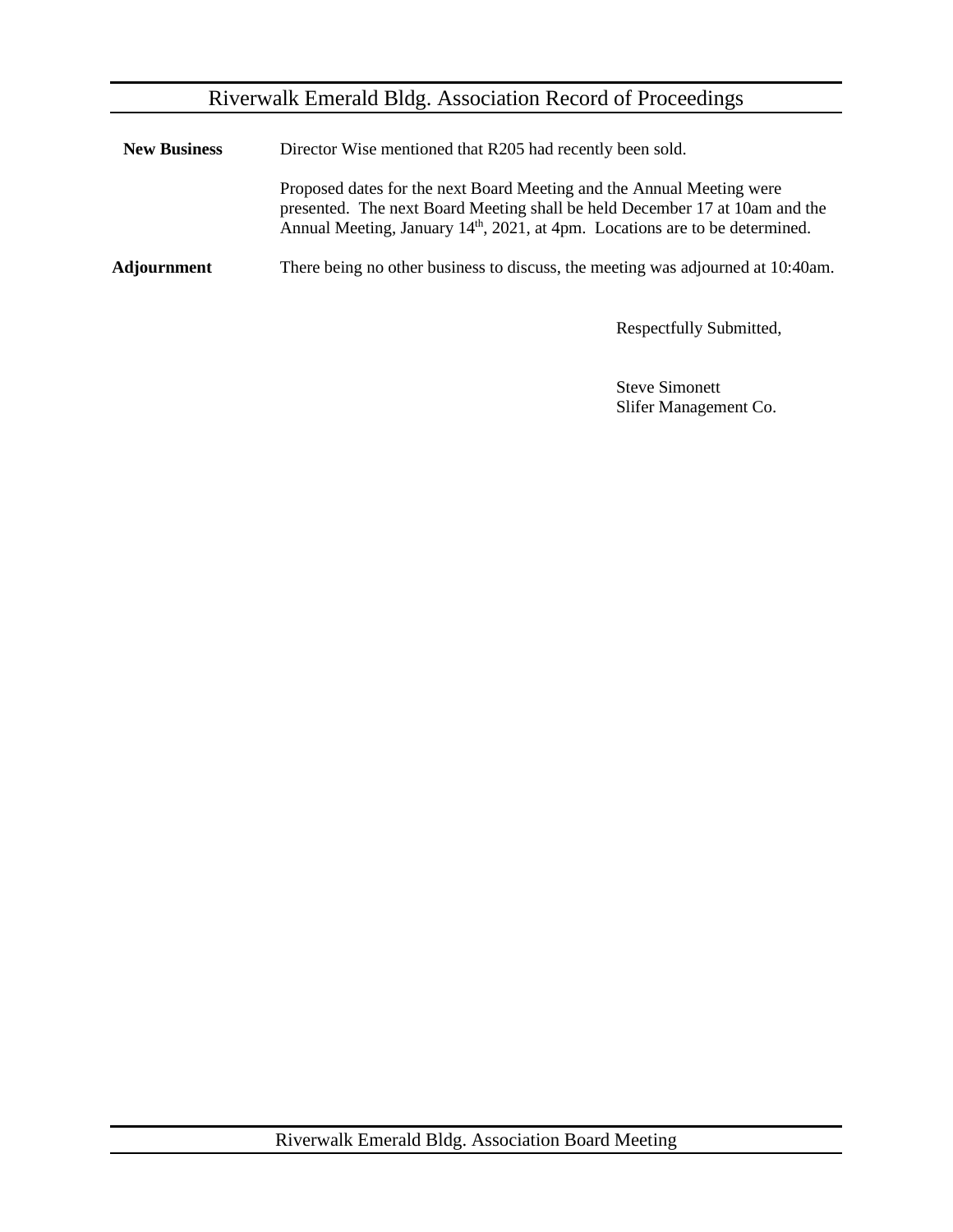**New Business** Director Wise mentioned that R205 had recently been sold.

Proposed dates for the next Board Meeting and the Annual Meeting were presented. The next Board Meeting shall be held December 17 at 10am and the Annual Meeting, January 14th, 2021, at 4pm. Locations are to be determined.

**Adjournment** There being no other business to discuss, the meeting was adjourned at 10:40am.

Respectfully Submitted,

Steve Simonett
Slifer Management Co.